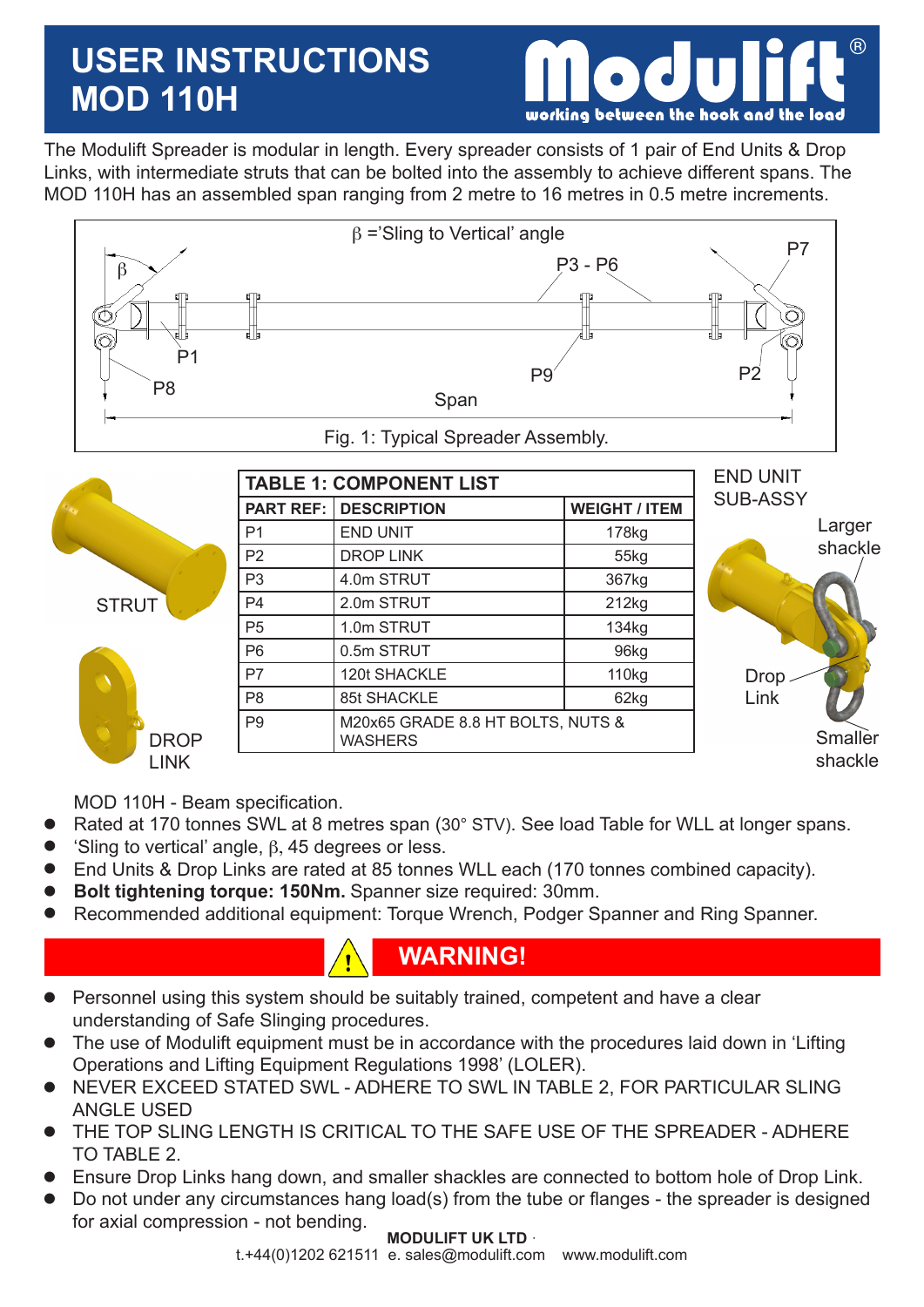# USER INSTRUCTIONS MOD 110H

Modulift®
working between the hook and the load

The Modulift Spreader is modular in length. Every spreader consists of 1 pair of End Units & Drop Links, with intermediate struts that can be bolted into the assembly to achieve different spans. The MOD 110H has an assembled span ranging from 2 metre to 16 metres in 0.5 metre increments.

β ='Sling to Vertical' angle

Fig. 1: Typical Spreader Assembly.

| TABLE 1: COMPONENT LIST | | |
|---|---|---|
| PART REF: | DESCRIPTION | WEIGHT / ITEM |
| P1 | END UNIT | 178kg |
| P2 | DROP LINK | 55kg |
| P3 | 4.0m STRUT | 367kg |
| P4 | 2.0m STRUT | 212kg |
| P5 | 1.0m STRUT | 134kg |
| P6 | 0.5m STRUT | 96kg |
| P7 | 120t SHACKLE | 110kg |
| P8 | 85t SHACKLE | 62kg |
| P9 | M20x65 GRADE 8.8 HT BOLTS, NUTS & WASHERS | |

STRUT

DROP LINK

END UNIT SUB-ASSY: Larger shackle, Drop Link, Smaller shackle

MOD 110H - Beam specification.

- Rated at 170 tonnes SWL at 8 metres span (30° STV). See load Table for WLL at longer spans.
- 'Sling to vertical' angle, β, 45 degrees or less.
- End Units & Drop Links are rated at 85 tonnes WLL each (170 tonnes combined capacity).
- **Bolt tightening torque: 150Nm.** Spanner size required: 30mm.
- Recommended additional equipment: Torque Wrench, Podger Spanner and Ring Spanner.

## WARNING!

- Personnel using this system should be suitably trained, competent and have a clear understanding of Safe Slinging procedures.
- The use of Modulift equipment must be in accordance with the procedures laid down in 'Lifting Operations and Lifting Equipment Regulations 1998' (LOLER).
- NEVER EXCEED STATED SWL - ADHERE TO SWL IN TABLE 2, FOR PARTICULAR SLING ANGLE USED
- THE TOP SLING LENGTH IS CRITICAL TO THE SAFE USE OF THE SPREADER - ADHERE TO TABLE 2.
- Ensure Drop Links hang down, and smaller shackles are connected to bottom hole of Drop Link.
- Do not under any circumstances hang load(s) from the tube or flanges - the spreader is designed for axial compression - not bending.

**MODULIFT UK LTD**
t.+44(0)1202 621511 e. sales@modulift.com www.modulift.com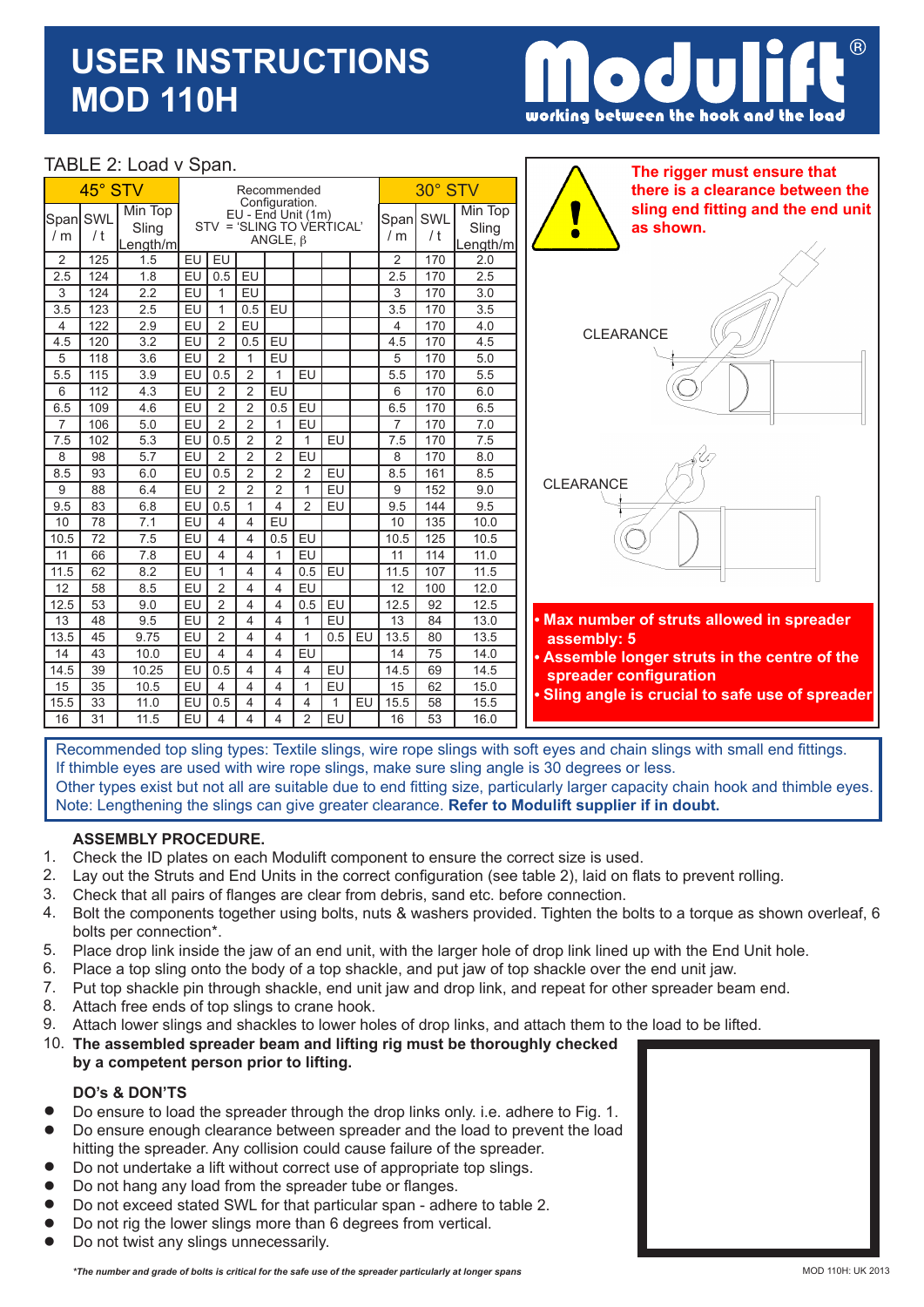# USER INSTRUCTIONS MOD 110H

**Modulift®** working between the hook and the load

TABLE 2: Load v Span.

| 45° STV | | | Recommended Configuration. EU - End Unit (1m) STV = 'SLING TO VERTICAL' ANGLE, β | | | | | | | 30° STV | | |
|---|---|---|---|---|---|---|---|---|---|---|---|---|
| Span / m | SWL / t | Min Top Sling Length/m | | | | | | | | Span / m | SWL / t | Min Top Sling Length/m |
| 2 | 125 | 1.5 | EU | EU | | | | | | 2 | 170 | 2.0 |
| 2.5 | 124 | 1.8 | EU | 0.5 | EU | | | | | 2.5 | 170 | 2.5 |
| 3 | 124 | 2.2 | EU | 1 | EU | | | | | 3 | 170 | 3.0 |
| 3.5 | 123 | 2.5 | EU | 1 | 0.5 | EU | | | | 3.5 | 170 | 3.5 |
| 4 | 122 | 2.9 | EU | 2 | EU | | | | | 4 | 170 | 4.0 |
| 4.5 | 120 | 3.2 | EU | 2 | 0.5 | EU | | | | 4.5 | 170 | 4.5 |
| 5 | 118 | 3.6 | EU | 2 | 1 | EU | | | | 5 | 170 | 5.0 |
| 5.5 | 115 | 3.9 | EU | 0.5 | 2 | 1 | EU | | | 5.5 | 170 | 5.5 |
| 6 | 112 | 4.3 | EU | 2 | 2 | EU | | | | 6 | 170 | 6.0 |
| 6.5 | 109 | 4.6 | EU | 2 | 2 | 0.5 | EU | | | 6.5 | 170 | 6.5 |
| 7 | 106 | 5.0 | EU | 2 | 2 | 1 | EU | | | 7 | 170 | 7.0 |
| 7.5 | 102 | 5.3 | EU | 0.5 | 2 | 2 | 1 | EU | | 7.5 | 170 | 7.5 |
| 8 | 98 | 5.7 | EU | 2 | 2 | 2 | EU | | | 8 | 170 | 8.0 |
| 8.5 | 93 | 6.0 | EU | 0.5 | 2 | 2 | 2 | EU | | 8.5 | 161 | 8.5 |
| 9 | 88 | 6.4 | EU | 2 | 2 | 2 | 1 | EU | | 9 | 152 | 9.0 |
| 9.5 | 83 | 6.8 | EU | 0.5 | 1 | 4 | 2 | EU | | 9.5 | 144 | 9.5 |
| 10 | 78 | 7.1 | EU | 4 | 4 | EU | | | | 10 | 135 | 10.0 |
| 10.5 | 72 | 7.5 | EU | 4 | 4 | 0.5 | EU | | | 10.5 | 125 | 10.5 |
| 11 | 66 | 7.8 | EU | 4 | 4 | 1 | EU | | | 11 | 114 | 11.0 |
| 11.5 | 62 | 8.2 | EU | 1 | 4 | 4 | 0.5 | EU | | 11.5 | 107 | 11.5 |
| 12 | 58 | 8.5 | EU | 2 | 4 | 4 | EU | | | 12 | 100 | 12.0 |
| 12.5 | 53 | 9.0 | EU | 2 | 4 | 4 | 0.5 | EU | | 12.5 | 92 | 12.5 |
| 13 | 48 | 9.5 | EU | 2 | 4 | 4 | 1 | EU | | 13 | 84 | 13.0 |
| 13.5 | 45 | 9.75 | EU | 2 | 4 | 4 | 1 | 0.5 | EU | 13.5 | 80 | 13.5 |
| 14 | 43 | 10.0 | EU | 4 | 4 | 4 | EU | | | 14 | 75 | 14.0 |
| 14.5 | 39 | 10.25 | EU | 0.5 | 4 | 4 | 4 | EU | | 14.5 | 69 | 14.5 |
| 15 | 35 | 10.5 | EU | 4 | 4 | 4 | 1 | EU | | 15 | 62 | 15.0 |
| 15.5 | 33 | 11.0 | EU | 0.5 | 4 | 4 | 4 | 1 | EU | 15.5 | 58 | 15.5 |
| 16 | 31 | 11.5 | EU | 4 | 4 | 4 | 2 | EU | | 16 | 53 | 16.0 |

**The rigger must ensure that there is a clearance between the sling end fitting and the end unit as shown.**

CLEARANCE

CLEARANCE

- **Max number of struts allowed in spreader assembly: 5**
- **Assemble longer struts in the centre of the spreader configuration**
- **Sling angle is crucial to safe use of spreader**

Recommended top sling types: Textile slings, wire rope slings with soft eyes and chain slings with small end fittings. If thimble eyes are used with wire rope slings, make sure sling angle is 30 degrees or less.
Other types exist but not all are suitable due to end fitting size, particularly larger capacity chain hook and thimble eyes.
Note: Lengthening the slings can give greater clearance. **Refer to Modulift supplier if in doubt.**

## ASSEMBLY PROCEDURE.

1. Check the ID plates on each Modulift component to ensure the correct size is used.
2. Lay out the Struts and End Units in the correct configuration (see table 2), laid on flats to prevent rolling.
3. Check that all pairs of flanges are clear from debris, sand etc. before connection.
4. Bolt the components together using bolts, nuts & washers provided. Tighten the bolts to a torque as shown overleaf, 6 bolts per connection*.
5. Place drop link inside the jaw of an end unit, with the larger hole of drop link lined up with the End Unit hole.
6. Place a top sling onto the body of a top shackle, and put jaw of top shackle over the end unit jaw.
7. Put top shackle pin through shackle, end unit jaw and drop link, and repeat for other spreader beam end.
8. Attach free ends of top slings to crane hook.
9. Attach lower slings and shackles to lower holes of drop links, and attach them to the load to be lifted.
10. **The assembled spreader beam and lifting rig must be thoroughly checked by a competent person prior to lifting.**

## DO's & DON'TS

- Do ensure to load the spreader through the drop links only. i.e. adhere to Fig. 1.
- Do ensure enough clearance between spreader and the load to prevent the load hitting the spreader. Any collision could cause failure of the spreader.
- Do not undertake a lift without correct use of appropriate top slings.
- Do not hang any load from the spreader tube or flanges.
- Do not exceed stated SWL for that particular span - adhere to table 2.
- Do not rig the lower slings more than 6 degrees from vertical.
- Do not twist any slings unnecessarily.

*\*The number and grade of bolts is critical for the safe use of the spreader particularly at longer spans*

MOD 110H: UK 2013